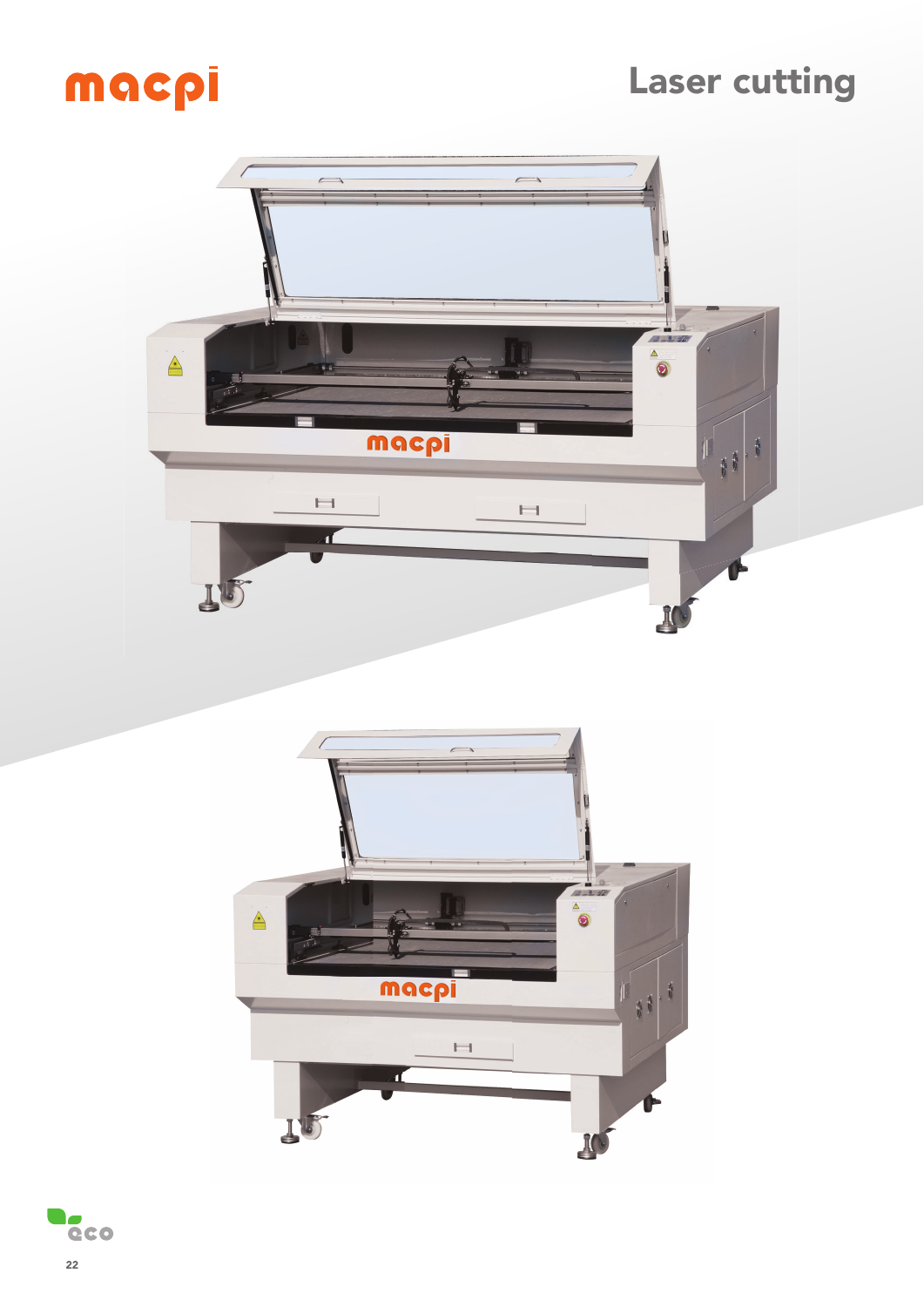# macpi

## Laser cutting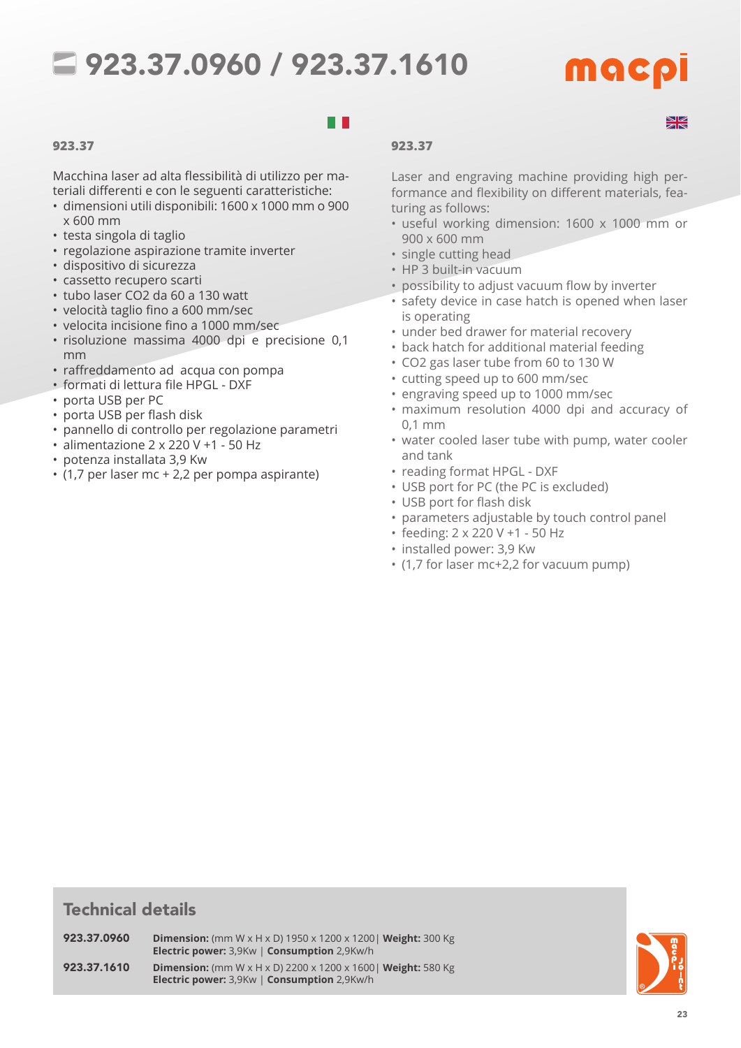# 923.37.0960 / 923.37.1610

macpi

### 923.37

Macchina laser ad alta flessibilità di utilizzo per materiali differenti e con le seguenti caratteristiche:

- dimensioni utili disponibili: 1600 x 1000 mm o 900 x 600 mm
- testa singola di taglio
- regolazione aspirazione tramite inverter
- dispositivo di sicurezza
- cassetto recupero scarti
- tubo laser CO2 da 60 a 130 watt
- velocità taglio fino a 600 mm/sec
- velocita incisione fino a 1000 mm/sec
- risoluzione massima 4000 dpi e precisione 0,1 mm
- raffreddamento ad acqua con pompa
- formati di lettura file HPGL - DXF
- porta USB per PC
- porta USB per flash disk
- pannello di controllo per regolazione parametri
- alimentazione 2 x 220 V +1 - 50 Hz
- potenza installata 3,9 Kw
- (1,7 per laser mc + 2,2 per pompa aspirante)

### 923.37

Laser and engraving machine providing high performance and flexibility on different materials, featuring as follows:

- useful working dimension: 1600 x 1000 mm or 900 x 600 mm
- single cutting head
- HP 3 built-in vacuum
- possibility to adjust vacuum flow by inverter
- safety device in case hatch is opened when laser is operating
- under bed drawer for material recovery
- back hatch for additional material feeding
- CO2 gas laser tube from 60 to 130 W
- cutting speed up to 600 mm/sec
- engraving speed up to 1000 mm/sec
- maximum resolution 4000 dpi and accuracy of 0,1 mm
- water cooled laser tube with pump, water cooler and tank
- reading format HPGL - DXF
- USB port for PC (the PC is excluded)
- USB port for flash disk
- parameters adjustable by touch control panel
- feeding: 2 x 220 V +1 - 50 Hz
- installed power: 3,9 Kw
- (1,7 for laser mc+2,2 for vacuum pump)

## Technical details

| | |
|---|---|
| **923.37.0960** | **Dimension:** (mm W x H x D) 1950 x 1200 x 1200 \| **Weight:** 300 Kg<br>**Electric power:** 3,9Kw \| **Consumption** 2,9Kw/h |
| **923.37.1610** | **Dimension:** (mm W x H x D) 2200 x 1200 x 1600 \| **Weight:** 580 Kg<br>**Electric power:** 3,9Kw \| **Consumption** 2,9Kw/h |